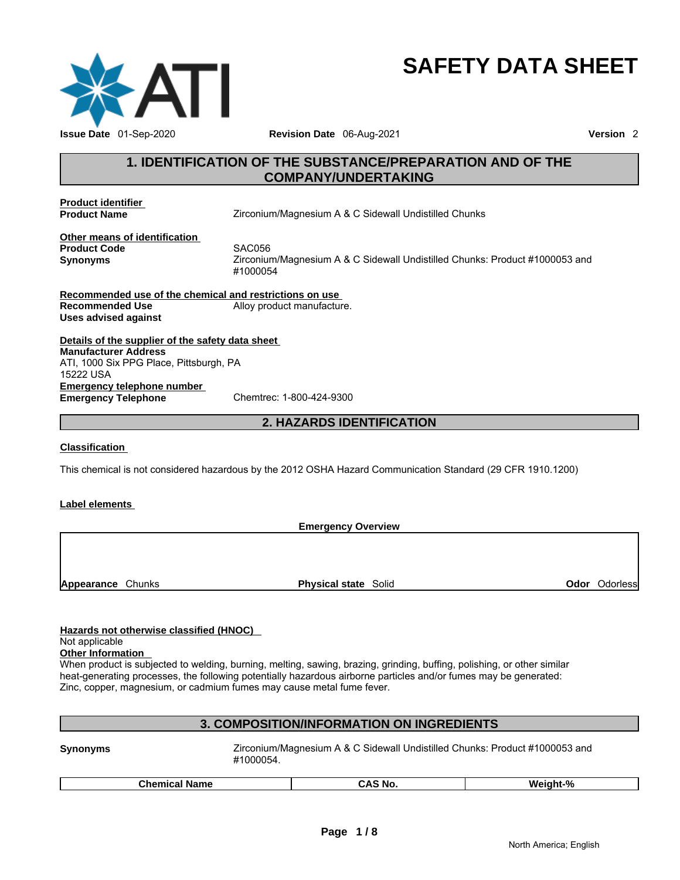# SAFETY DATA SHEET

**Issue Date** 01-Sep-2020 **Revision Date** 06-Aug-2021 **Version** 2

## 1. IDENTIFICATION OF THE SUBSTANCE/PREPARATION AND OF THE COMPANY/UNDERTAKING

**Product identifier**

**Product Name** Zirconium/Magnesium A & C Sidewall Undistilled Chunks

**Other means of identification**

**Product Code** SAC056

**Synonyms** Zirconium/Magnesium A & C Sidewall Undistilled Chunks: Product #1000053 and #1000054

**Recommended use of the chemical and restrictions on use**

**Recommended Use** Alloy product manufacture.

**Uses advised against**

**Details of the supplier of the safety data sheet**

**Manufacturer Address**
ATI, 1000 Six PPG Place, Pittsburgh, PA
15222 USA

**Emergency telephone number**

**Emergency Telephone** Chemtrec: 1-800-424-9300

## 2. HAZARDS IDENTIFICATION

**Classification**

This chemical is not considered hazardous by the 2012 OSHA Hazard Communication Standard (29 CFR 1910.1200)

**Label elements**

**Emergency Overview**

| | | |
|---|---|---|
| **Appearance** Chunks | **Physical state** Solid | **Odor** Odorless |

**Hazards not otherwise classified (HNOC)**
Not applicable

**Other Information**
When product is subjected to welding, burning, melting, sawing, brazing, grinding, buffing, polishing, or other similar heat-generating processes, the following potentially hazardous airborne particles and/or fumes may be generated: Zinc, copper, magnesium, or cadmium fumes may cause metal fume fever.

## 3. COMPOSITION/INFORMATION ON INGREDIENTS

**Synonyms** Zirconium/Magnesium A & C Sidewall Undistilled Chunks: Product #1000053 and #1000054.

| Chemical Name | CAS No. | Weight-% |
|---|---|---|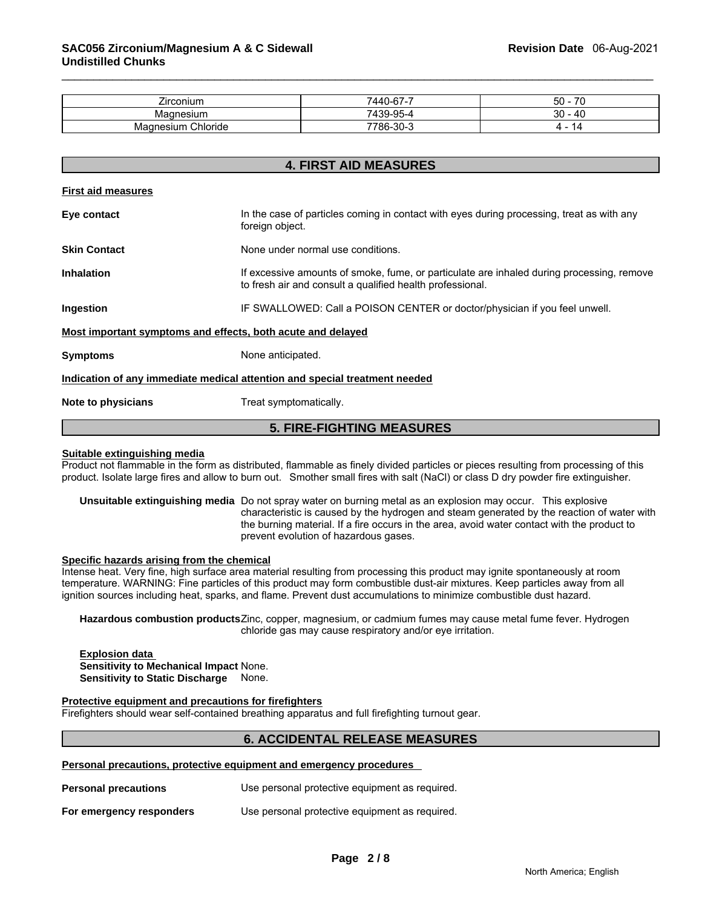| Zirconium | 7440-67-7 | 50 - 70 |
|---|---|---|
| Magnesium | 7439-95-4 | 30 - 40 |
| Magnesium Chloride | 7786-30-3 | 4 - 14 |

## 4. FIRST AID MEASURES

**First aid measures**

**Eye contact**: In the case of particles coming in contact with eyes during processing, treat as with any foreign object.

**Skin Contact**: None under normal use conditions.

**Inhalation**: If excessive amounts of smoke, fume, or particulate are inhaled during processing, remove to fresh air and consult a qualified health professional.

**Ingestion**: IF SWALLOWED: Call a POISON CENTER or doctor/physician if you feel unwell.

**Most important symptoms and effects, both acute and delayed**

**Symptoms**: None anticipated.

**Indication of any immediate medical attention and special treatment needed**

**Note to physicians**: Treat symptomatically.

## 5. FIRE-FIGHTING MEASURES

**Suitable extinguishing media**

Product not flammable in the form as distributed, flammable as finely divided particles or pieces resulting from processing of this product. Isolate large fires and allow to burn out. Smother small fires with salt (NaCl) or class D dry powder fire extinguisher.

**Unsuitable extinguishing media** Do not spray water on burning metal as an explosion may occur. This explosive characteristic is caused by the hydrogen and steam generated by the reaction of water with the burning material. If a fire occurs in the area, avoid water contact with the product to prevent evolution of hazardous gases.

**Specific hazards arising from the chemical**

Intense heat. Very fine, high surface area material resulting from processing this product may ignite spontaneously at room temperature. WARNING: Fine particles of this product may form combustible dust-air mixtures. Keep particles away from all ignition sources including heat, sparks, and flame. Prevent dust accumulations to minimize combustible dust hazard.

**Hazardous combustion products** Zinc, copper, magnesium, or cadmium fumes may cause metal fume fever. Hydrogen chloride gas may cause respiratory and/or eye irritation.

**Explosion data**
**Sensitivity to Mechanical Impact** None.
**Sensitivity to Static Discharge** None.

**Protective equipment and precautions for firefighters**

Firefighters should wear self-contained breathing apparatus and full firefighting turnout gear.

## 6. ACCIDENTAL RELEASE MEASURES

**Personal precautions, protective equipment and emergency procedures**

**Personal precautions**: Use personal protective equipment as required.

**For emergency responders**: Use personal protective equipment as required.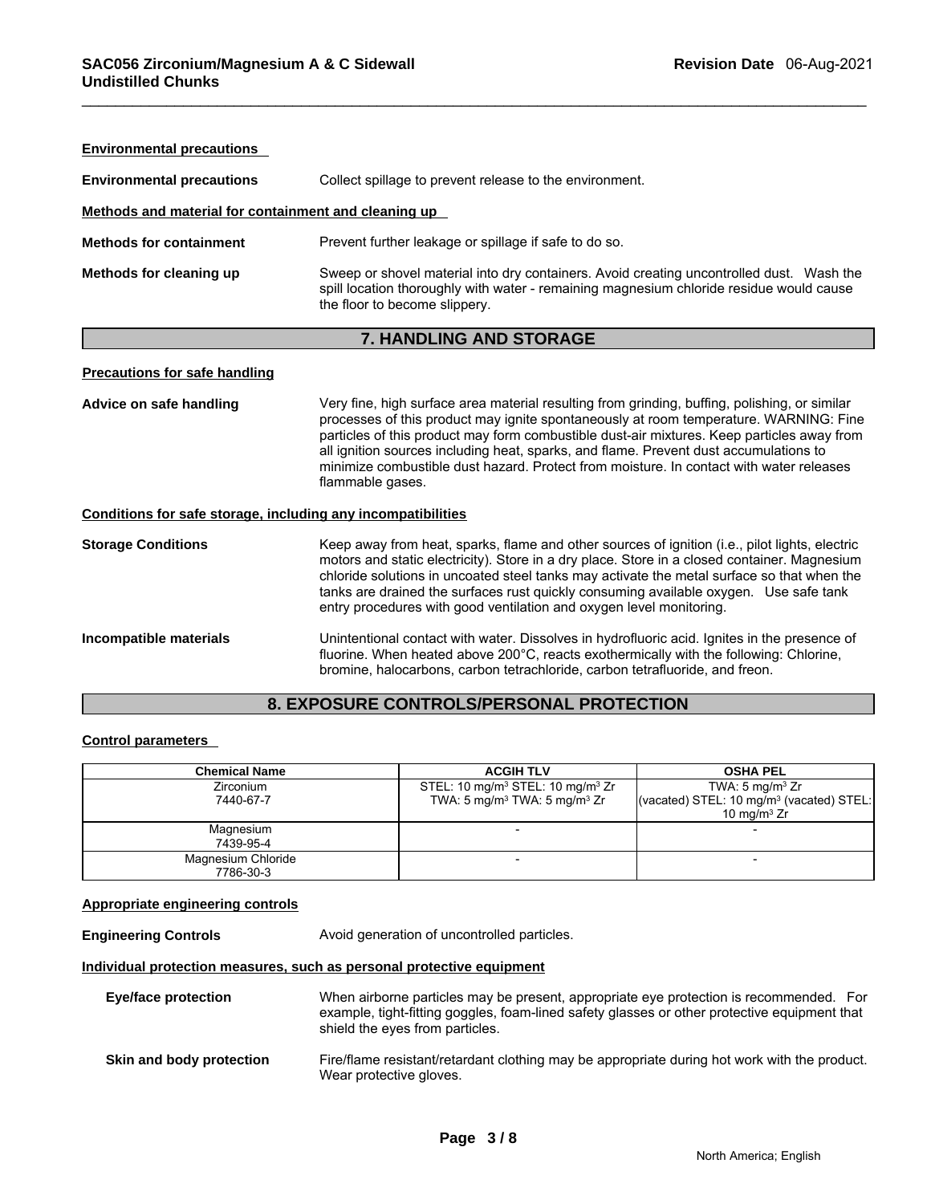**Environmental precautions**

**Environmental precautions** Collect spillage to prevent release to the environment.

**Methods and material for containment and cleaning up**

**Methods for containment** Prevent further leakage or spillage if safe to do so.

**Methods for cleaning up** Sweep or shovel material into dry containers. Avoid creating uncontrolled dust. Wash the spill location thoroughly with water - remaining magnesium chloride residue would cause the floor to become slippery.

## 7. HANDLING AND STORAGE

**Precautions for safe handling**

**Advice on safe handling** Very fine, high surface area material resulting from grinding, buffing, polishing, or similar processes of this product may ignite spontaneously at room temperature. WARNING: Fine particles of this product may form combustible dust-air mixtures. Keep particles away from all ignition sources including heat, sparks, and flame. Prevent dust accumulations to minimize combustible dust hazard. Protect from moisture. In contact with water releases flammable gases.

**Conditions for safe storage, including any incompatibilities**

**Storage Conditions** Keep away from heat, sparks, flame and other sources of ignition (i.e., pilot lights, electric motors and static electricity). Store in a dry place. Store in a closed container. Magnesium chloride solutions in uncoated steel tanks may activate the metal surface so that when the tanks are drained the surfaces rust quickly consuming available oxygen. Use safe tank entry procedures with good ventilation and oxygen level monitoring.

**Incompatible materials** Unintentional contact with water. Dissolves in hydrofluoric acid. Ignites in the presence of fluorine. When heated above 200°C, reacts exothermically with the following: Chlorine, bromine, halocarbons, carbon tetrachloride, carbon tetrafluoride, and freon.

## 8. EXPOSURE CONTROLS/PERSONAL PROTECTION

**Control parameters**

| Chemical Name | ACGIH TLV | OSHA PEL |
|---|---|---|
| Zirconium<br>7440-67-7 | STEL: 10 mg/m$^3$ STEL: 10 mg/m$^3$ Zr<br>TWA: 5 mg/m$^3$ TWA: 5 mg/m$^3$ Zr | TWA: 5 mg/m$^3$ Zr<br>(vacated) STEL: 10 mg/m$^3$ (vacated) STEL: 10 mg/m$^3$ Zr |
| Magnesium<br>7439-95-4 | - | - |
| Magnesium Chloride<br>7786-30-3 | - | - |

**Appropriate engineering controls**

**Engineering Controls** Avoid generation of uncontrolled particles.

**Individual protection measures, such as personal protective equipment**

**Eye/face protection** When airborne particles may be present, appropriate eye protection is recommended. For example, tight-fitting goggles, foam-lined safety glasses or other protective equipment that shield the eyes from particles.

**Skin and body protection** Fire/flame resistant/retardant clothing may be appropriate during hot work with the product. Wear protective gloves.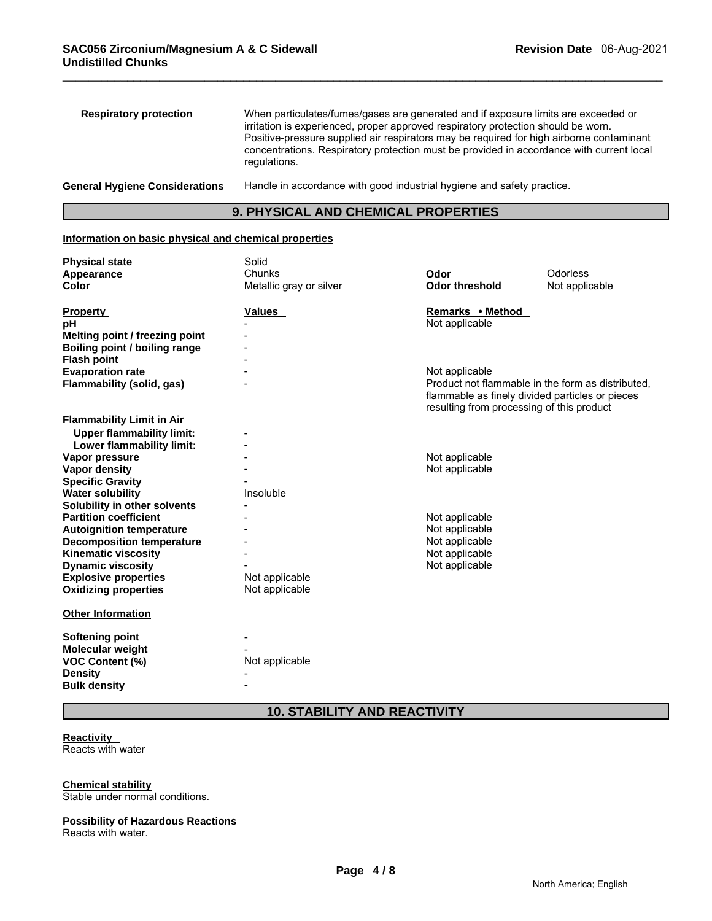**Respiratory protection** When particulates/fumes/gases are generated and if exposure limits are exceeded or irritation is experienced, proper approved respiratory protection should be worn. Positive-pressure supplied air respirators may be required for high airborne contaminant concentrations. Respiratory protection must be provided in accordance with current local regulations.

**General Hygiene Considerations** Handle in accordance with good industrial hygiene and safety practice.

## 9. PHYSICAL AND CHEMICAL PROPERTIES

**Information on basic physical and chemical properties**

| | | | |
|---|---|---|---|
| **Physical state** | Solid | | |
| **Appearance** | Chunks | **Odor** | Odorless |
| **Color** | Metallic gray or silver | **Odor threshold** | Not applicable |

| **Property** | **Values** | **Remarks • Method** |
|---|---|---|
| **pH** | - | Not applicable |
| **Melting point / freezing point** | - | |
| **Boiling point / boiling range** | - | |
| **Flash point** | - | |
| **Evaporation rate** | - | Not applicable |
| **Flammability (solid, gas)** | - | Product not flammable in the form as distributed, flammable as finely divided particles or pieces resulting from processing of this product |
| **Flammability Limit in Air** | | |
| **Upper flammability limit:** | - | |
| **Lower flammability limit:** | - | |
| **Vapor pressure** | - | Not applicable |
| **Vapor density** | - | Not applicable |
| **Specific Gravity** | - | |
| **Water solubility** | Insoluble | |
| **Solubility in other solvents** | - | |
| **Partition coefficient** | - | Not applicable |
| **Autoignition temperature** | - | Not applicable |
| **Decomposition temperature** | - | Not applicable |
| **Kinematic viscosity** | - | Not applicable |
| **Dynamic viscosity** | - | Not applicable |
| **Explosive properties** | Not applicable | |
| **Oxidizing properties** | Not applicable | |

**Other Information**

| | |
|---|---|
| **Softening point** | - |
| **Molecular weight** | - |
| **VOC Content (%)** | Not applicable |
| **Density** | - |
| **Bulk density** | - |

## 10. STABILITY AND REACTIVITY

**Reactivity**
Reacts with water

**Chemical stability**
Stable under normal conditions.

**Possibility of Hazardous Reactions**
Reacts with water.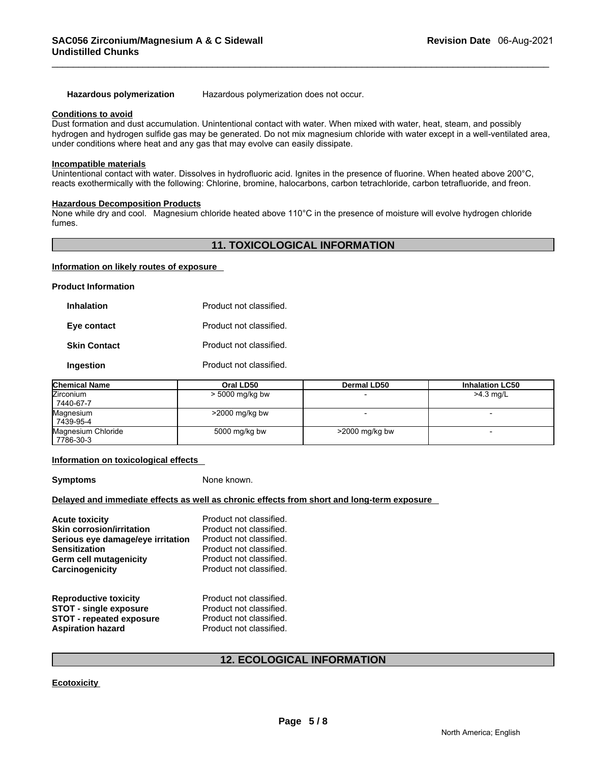**Hazardous polymerization** Hazardous polymerization does not occur.

**Conditions to avoid**

Dust formation and dust accumulation. Unintentional contact with water. When mixed with water, heat, steam, and possibly hydrogen and hydrogen sulfide gas may be generated. Do not mix magnesium chloride with water except in a well-ventilated area, under conditions where heat and any gas that may evolve can easily dissipate.

**Incompatible materials**

Unintentional contact with water. Dissolves in hydrofluoric acid. Ignites in the presence of fluorine. When heated above 200°C, reacts exothermically with the following: Chlorine, bromine, halocarbons, carbon tetrachloride, carbon tetrafluoride, and freon.

**Hazardous Decomposition Products**

None while dry and cool. Magnesium chloride heated above 110°C in the presence of moisture will evolve hydrogen chloride fumes.

## 11. TOXICOLOGICAL INFORMATION

**Information on likely routes of exposure**

**Product Information**

**Inhalation** Product not classified.

**Eye contact** Product not classified.

**Skin Contact** Product not classified.

**Ingestion** Product not classified.

| Chemical Name | Oral LD50 | Dermal LD50 | Inhalation LC50 |
|---|---|---|---|
| Zirconium 7440-67-7 | > 5000 mg/kg bw | - | >4.3 mg/L |
| Magnesium 7439-95-4 | >2000 mg/kg bw | - | - |
| Magnesium Chloride 7786-30-3 | 5000 mg/kg bw | >2000 mg/kg bw | - |

**Information on toxicological effects**

**Symptoms** None known.

**Delayed and immediate effects as well as chronic effects from short and long-term exposure**

**Acute toxicity** Product not classified.
**Skin corrosion/irritation** Product not classified.
**Serious eye damage/eye irritation** Product not classified.
**Sensitization** Product not classified.
**Germ cell mutagenicity** Product not classified.
**Carcinogenicity** Product not classified.

**Reproductive toxicity** Product not classified.
**STOT - single exposure** Product not classified.
**STOT - repeated exposure** Product not classified.
**Aspiration hazard** Product not classified.

## 12. ECOLOGICAL INFORMATION

**Ecotoxicity**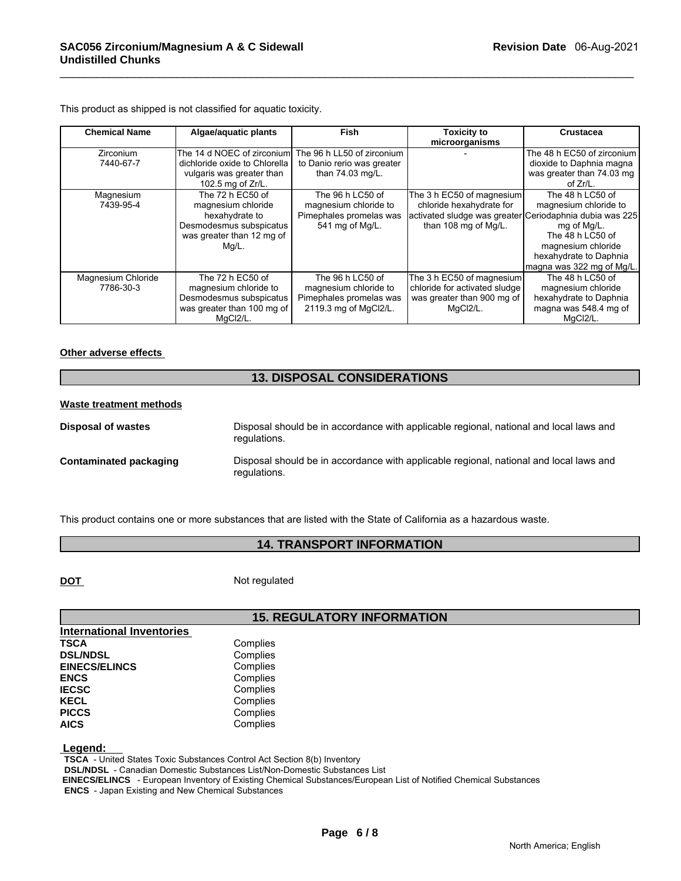This product as shipped is not classified for aquatic toxicity.

| Chemical Name | Algae/aquatic plants | Fish | Toxicity to microorganisms | Crustacea |
|---|---|---|---|---|
| Zirconium 7440-67-7 | The 14 d NOEC of zirconium dichloride oxide to Chlorella vulgaris was greater than 102.5 mg of Zr/L. | The 96 h LL50 of zirconium to Danio rerio was greater than 74.03 mg/L. | - | The 48 h EC50 of zirconium dioxide to Daphnia magna was greater than 74.03 mg of Zr/L. |
| Magnesium 7439-95-4 | The 72 h EC50 of magnesium chloride hexahydrate to Desmodesmus subspicatus was greater than 12 mg of Mg/L. | The 96 h LC50 of magnesium chloride to Pimephales promelas was 541 mg of Mg/L. | The 3 h EC50 of magnesium chloride hexahydrate for activated sludge was greater than 108 mg of Mg/L. | The 48 h LC50 of magnesium chloride to Ceriodaphnia dubia was 225 mg of Mg/L. The 48 h LC50 of magnesium chloride hexahydrate to Daphnia magna was 322 mg of Mg/L. |
| Magnesium Chloride 7786-30-3 | The 72 h EC50 of magnesium chloride to Desmodesmus subspicatus was greater than 100 mg of $MgCl_2$/L. | The 96 h LC50 of magnesium chloride to Pimephales promelas was 2119.3 mg of $MgCl_2$/L. | The 3 h EC50 of magnesium chloride for activated sludge was greater than 900 mg of $MgCl_2$/L. | The 48 h LC50 of magnesium chloride hexahydrate to Daphnia magna was 548.4 mg of $MgCl_2$/L. |

**Other adverse effects**

## 13. DISPOSAL CONSIDERATIONS

**Waste treatment methods**

**Disposal of wastes** Disposal should be in accordance with applicable regional, national and local laws and regulations.

**Contaminated packaging** Disposal should be in accordance with applicable regional, national and local laws and regulations.

This product contains one or more substances that are listed with the State of California as a hazardous waste.

## 14. TRANSPORT INFORMATION

**DOT** Not regulated

## 15. REGULATORY INFORMATION

**International Inventories**

| | |
|---|---|
| **TSCA** | Complies |
| **DSL/NDSL** | Complies |
| **EINECS/ELINCS** | Complies |
| **ENCS** | Complies |
| **IECSC** | Complies |
| **KECL** | Complies |
| **PICCS** | Complies |
| **AICS** | Complies |

**Legend:**

**TSCA** - United States Toxic Substances Control Act Section 8(b) Inventory
**DSL/NDSL** - Canadian Domestic Substances List/Non-Domestic Substances List
**EINECS/ELINCS** - European Inventory of Existing Chemical Substances/European List of Notified Chemical Substances
**ENCS** - Japan Existing and New Chemical Substances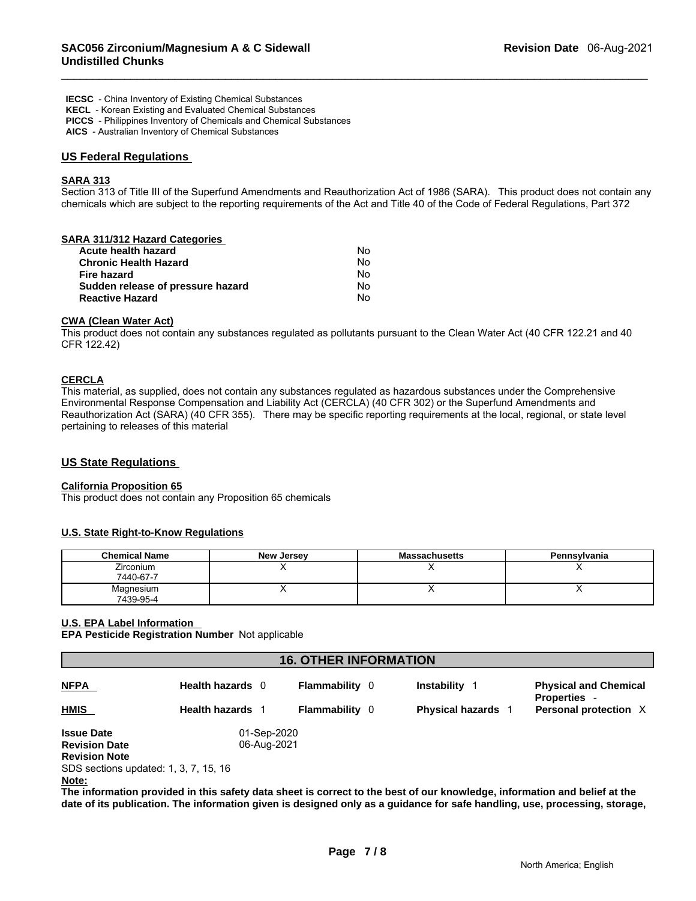**IECSC** - China Inventory of Existing Chemical Substances
**KECL** - Korean Existing and Evaluated Chemical Substances
**PICCS** - Philippines Inventory of Chemicals and Chemical Substances
**AICS** - Australian Inventory of Chemical Substances

## US Federal Regulations

**SARA 313**

Section 313 of Title III of the Superfund Amendments and Reauthorization Act of 1986 (SARA). This product does not contain any chemicals which are subject to the reporting requirements of the Act and Title 40 of the Code of Federal Regulations, Part 372

**SARA 311/312 Hazard Categories**

| | |
|---|---|
| **Acute health hazard** | No |
| **Chronic Health Hazard** | No |
| **Fire hazard** | No |
| **Sudden release of pressure hazard** | No |
| **Reactive Hazard** | No |

**CWA (Clean Water Act)**

This product does not contain any substances regulated as pollutants pursuant to the Clean Water Act (40 CFR 122.21 and 40 CFR 122.42)

**CERCLA**

This material, as supplied, does not contain any substances regulated as hazardous substances under the Comprehensive Environmental Response Compensation and Liability Act (CERCLA) (40 CFR 302) or the Superfund Amendments and Reauthorization Act (SARA) (40 CFR 355). There may be specific reporting requirements at the local, regional, or state level pertaining to releases of this material

## US State Regulations

**California Proposition 65**

This product does not contain any Proposition 65 chemicals

**U.S. State Right-to-Know Regulations**

| Chemical Name | New Jersey | Massachusetts | Pennsylvania |
|---|---|---|---|
| Zirconium 7440-67-7 | X | X | X |
| Magnesium 7439-95-4 | X | X | X |

**U.S. EPA Label Information**

**EPA Pesticide Registration Number** Not applicable

## 16. OTHER INFORMATION

| | | | | |
|---|---|---|---|---|
| **NFPA** | **Health hazards** 0 | **Flammability** 0 | **Instability** 1 | **Physical and Chemical Properties** - |
| **HMIS** | **Health hazards** 1 | **Flammability** 0 | **Physical hazards** 1 | **Personal protection** X |

**Issue Date** 01-Sep-2020
**Revision Date** 06-Aug-2021
**Revision Note**
SDS sections updated: 1, 3, 7, 15, 16

**Note:**

**The information provided in this safety data sheet is correct to the best of our knowledge, information and belief at the date of its publication. The information given is designed only as a guidance for safe handling, use, processing, storage,**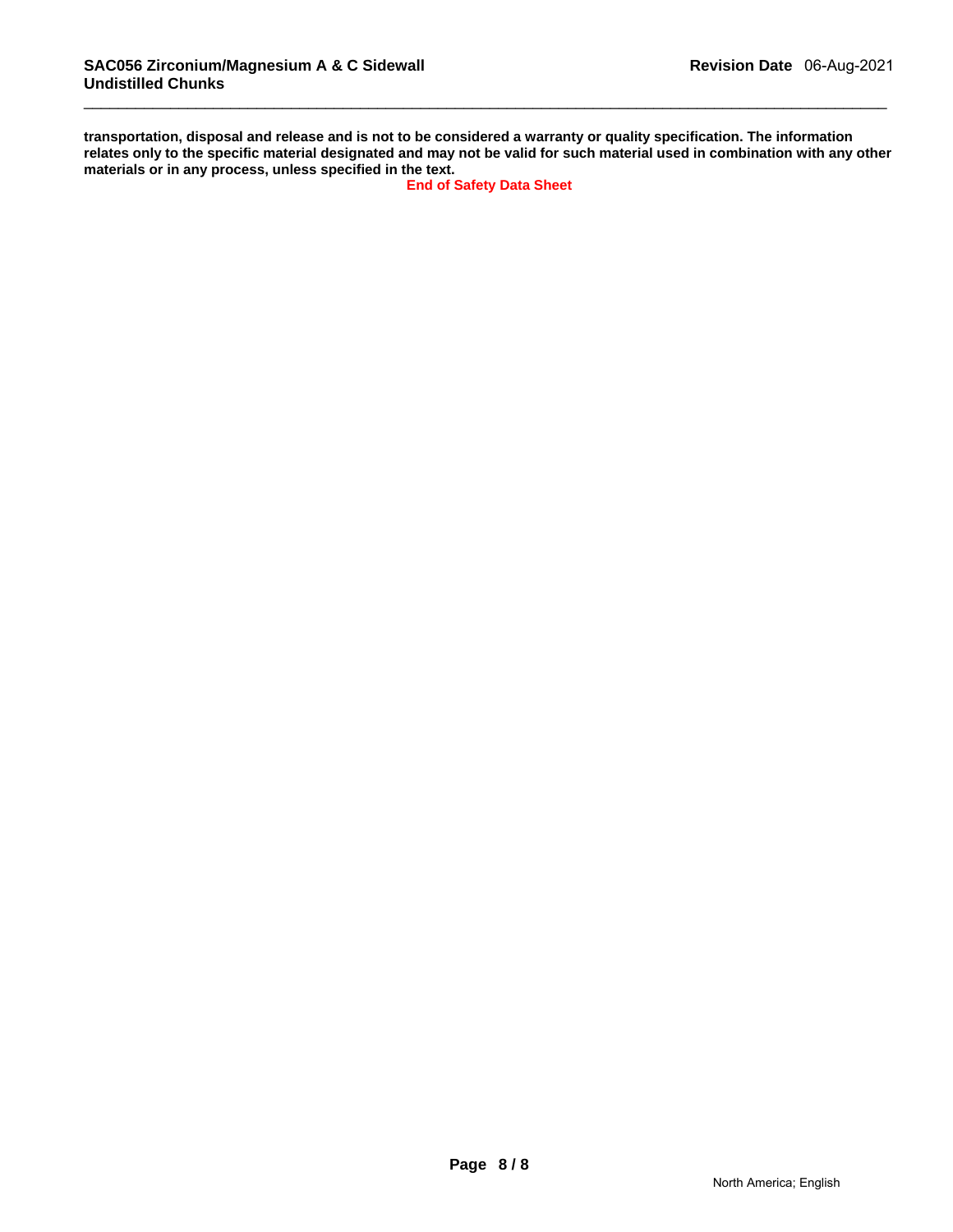**transportation, disposal and release and is not to be considered a warranty or quality specification. The information relates only to the specific material designated and may not be valid for such material used in combination with any other materials or in any process, unless specified in the text.**

**End of Safety Data Sheet**